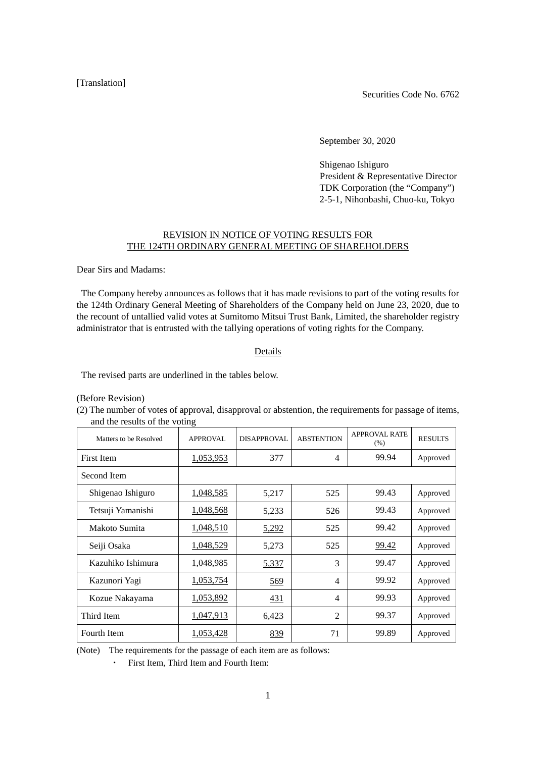[Translation]

Securities Code No. 6762

September 30, 2020

Shigenao Ishiguro
President & Representative Director
TDK Corporation (the "Company")
2-5-1, Nihonbashi, Chuo-ku, Tokyo

# REVISION IN NOTICE OF VOTING RESULTS FOR THE 124TH ORDINARY GENERAL MEETING OF SHAREHOLDERS

Dear Sirs and Madams:

The Company hereby announces as follows that it has made revisions to part of the voting results for the 124th Ordinary General Meeting of Shareholders of the Company held on June 23, 2020, due to the recount of untallied valid votes at Sumitomo Mitsui Trust Bank, Limited, the shareholder registry administrator that is entrusted with the tallying operations of voting rights for the Company.

## Details

The revised parts are underlined in the tables below.

(Before Revision)

(2) The number of votes of approval, disapproval or abstention, the requirements for passage of items, and the results of the voting

| Matters to be Resolved | APPROVAL | DISAPPROVAL | ABSTENTION | APPROVAL RATE (%) | RESULTS |
|---|---|---|---|---|---|
| First Item | <u>1,053,953</u> | 377 | 4 | 99.94 | Approved |
| Second Item | | | | | |
| Shigenao Ishiguro | <u>1,048,585</u> | 5,217 | 525 | 99.43 | Approved |
| Tetsuji Yamanishi | <u>1,048,568</u> | 5,233 | 526 | 99.43 | Approved |
| Makoto Sumita | <u>1,048,510</u> | <u>5,292</u> | 525 | 99.42 | Approved |
| Seiji Osaka | <u>1,048,529</u> | 5,273 | 525 | <u>99.42</u> | Approved |
| Kazuhiko Ishimura | <u>1,048,985</u> | <u>5,337</u> | 3 | 99.47 | Approved |
| Kazunori Yagi | <u>1,053,754</u> | <u>569</u> | 4 | 99.92 | Approved |
| Kozue Nakayama | <u>1,053,892</u> | <u>431</u> | 4 | 99.93 | Approved |
| Third Item | <u>1,047,913</u> | <u>6,423</u> | 2 | 99.37 | Approved |
| Fourth Item | <u>1,053,428</u> | <u>839</u> | 71 | 99.89 | Approved |

(Note) The requirements for the passage of each item are as follows:

- First Item, Third Item and Fourth Item: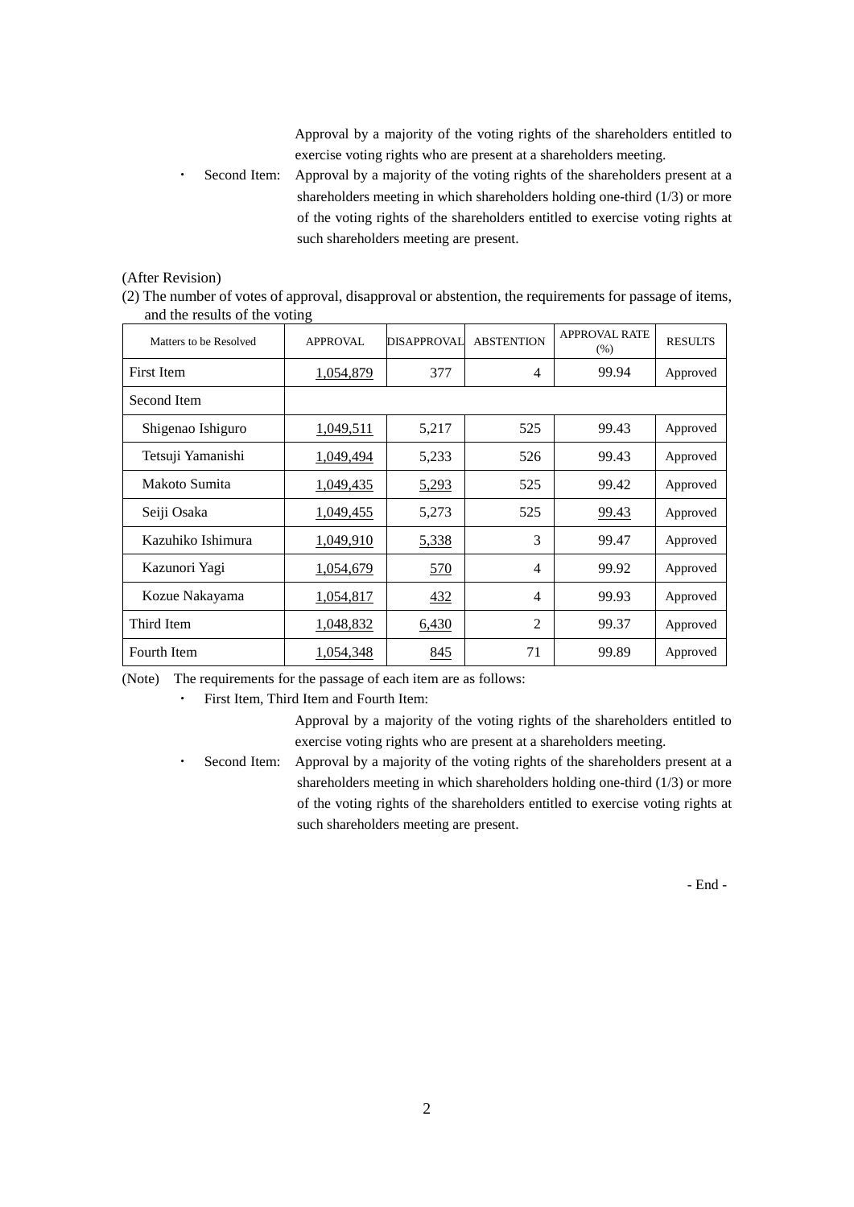Approval by a majority of the voting rights of the shareholders entitled to exercise voting rights who are present at a shareholders meeting.

・ Second Item: Approval by a majority of the voting rights of the shareholders present at a shareholders meeting in which shareholders holding one-third (1/3) or more of the voting rights of the shareholders entitled to exercise voting rights at such shareholders meeting are present.

(After Revision)

(2) The number of votes of approval, disapproval or abstention, the requirements for passage of items, and the results of the voting

| Matters to be Resolved | APPROVAL | DISAPPROVAL | ABSTENTION | APPROVAL RATE (%) | RESULTS |
|---|---|---|---|---|---|
| First Item | 1,054,879 | 377 | 4 | 99.94 | Approved |
| Second Item | | | | | |
| Shigenao Ishiguro | 1,049,511 | 5,217 | 525 | 99.43 | Approved |
| Tetsuji Yamanishi | 1,049,494 | 5,233 | 526 | 99.43 | Approved |
| Makoto Sumita | 1,049,435 | 5,293 | 525 | 99.42 | Approved |
| Seiji Osaka | 1,049,455 | 5,273 | 525 | 99.43 | Approved |
| Kazuhiko Ishimura | 1,049,910 | 5,338 | 3 | 99.47 | Approved |
| Kazunori Yagi | 1,054,679 | 570 | 4 | 99.92 | Approved |
| Kozue Nakayama | 1,054,817 | 432 | 4 | 99.93 | Approved |
| Third Item | 1,048,832 | 6,430 | 2 | 99.37 | Approved |
| Fourth Item | 1,054,348 | 845 | 71 | 99.89 | Approved |

(Note) The requirements for the passage of each item are as follows:

・ First Item, Third Item and Fourth Item:

Approval by a majority of the voting rights of the shareholders entitled to exercise voting rights who are present at a shareholders meeting.

・ Second Item: Approval by a majority of the voting rights of the shareholders present at a shareholders meeting in which shareholders holding one-third (1/3) or more of the voting rights of the shareholders entitled to exercise voting rights at such shareholders meeting are present.

- End -